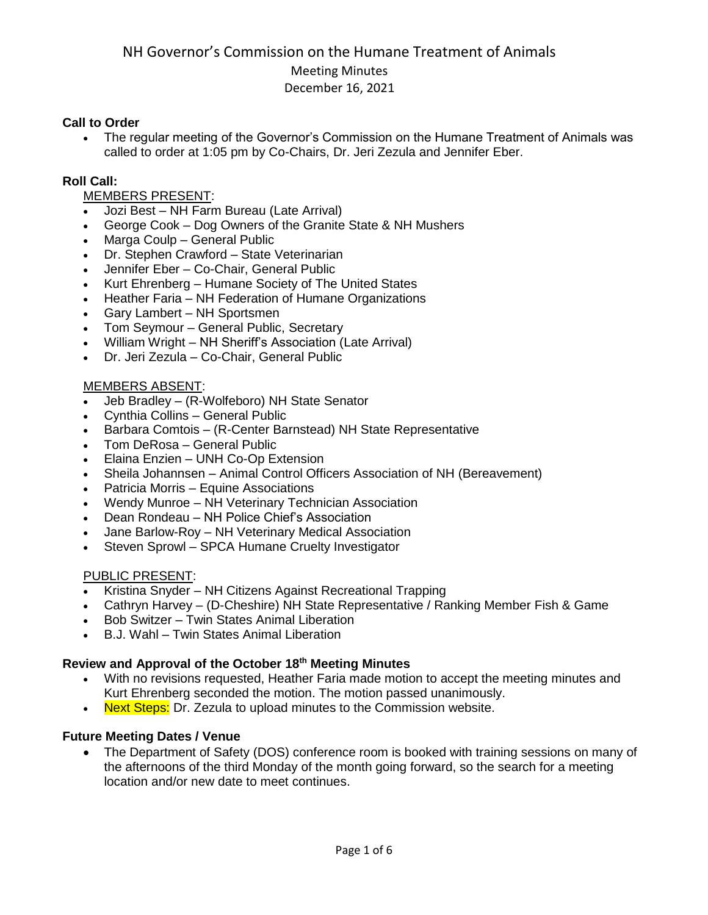# NH Governor's Commission on the Humane Treatment of Animals

Meeting Minutes

December 16, 2021

**Call to Order**

- The regular meeting of the Governor's Commission on the Humane Treatment of Animals was called to order at 1:05 pm by Co-Chairs, Dr. Jeri Zezula and Jennifer Eber.

**Roll Call:**

MEMBERS PRESENT:

- Jozi Best – NH Farm Bureau (Late Arrival)
- George Cook – Dog Owners of the Granite State & NH Mushers
- Marga Coulp – General Public
- Dr. Stephen Crawford – State Veterinarian
- Jennifer Eber – Co-Chair, General Public
- Kurt Ehrenberg – Humane Society of The United States
- Heather Faria – NH Federation of Humane Organizations
- Gary Lambert – NH Sportsmen
- Tom Seymour – General Public, Secretary
- William Wright – NH Sheriff's Association (Late Arrival)
- Dr. Jeri Zezula – Co-Chair, General Public

MEMBERS ABSENT:

- Jeb Bradley – (R-Wolfeboro) NH State Senator
- Cynthia Collins – General Public
- Barbara Comtois – (R-Center Barnstead) NH State Representative
- Tom DeRosa – General Public
- Elaina Enzien – UNH Co-Op Extension
- Sheila Johannsen – Animal Control Officers Association of NH (Bereavement)
- Patricia Morris – Equine Associations
- Wendy Munroe – NH Veterinary Technician Association
- Dean Rondeau – NH Police Chief's Association
- Jane Barlow-Roy – NH Veterinary Medical Association
- Steven Sprowl – SPCA Humane Cruelty Investigator

PUBLIC PRESENT:

- Kristina Snyder – NH Citizens Against Recreational Trapping
- Cathryn Harvey – (D-Cheshire) NH State Representative / Ranking Member Fish & Game
- Bob Switzer – Twin States Animal Liberation
- B.J. Wahl – Twin States Animal Liberation

**Review and Approval of the October 18th Meeting Minutes**

- With no revisions requested, Heather Faria made motion to accept the meeting minutes and Kurt Ehrenberg seconded the motion. The motion passed unanimously.
- Next Steps: Dr. Zezula to upload minutes to the Commission website.

**Future Meeting Dates / Venue**

- The Department of Safety (DOS) conference room is booked with training sessions on many of the afternoons of the third Monday of the month going forward, so the search for a meeting location and/or new date to meet continues.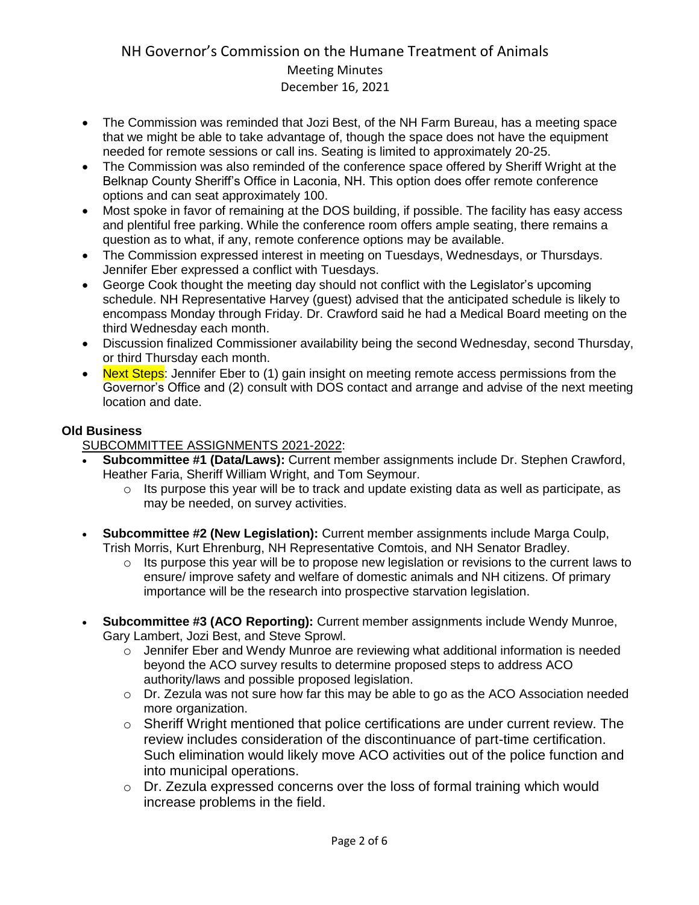- The Commission was reminded that Jozi Best, of the NH Farm Bureau, has a meeting space that we might be able to take advantage of, though the space does not have the equipment needed for remote sessions or call ins. Seating is limited to approximately 20-25.
- The Commission was also reminded of the conference space offered by Sheriff Wright at the Belknap County Sheriff's Office in Laconia, NH. This option does offer remote conference options and can seat approximately 100.
- Most spoke in favor of remaining at the DOS building, if possible. The facility has easy access and plentiful free parking. While the conference room offers ample seating, there remains a question as to what, if any, remote conference options may be available.
- The Commission expressed interest in meeting on Tuesdays, Wednesdays, or Thursdays. Jennifer Eber expressed a conflict with Tuesdays.
- George Cook thought the meeting day should not conflict with the Legislator's upcoming schedule. NH Representative Harvey (guest) advised that the anticipated schedule is likely to encompass Monday through Friday. Dr. Crawford said he had a Medical Board meeting on the third Wednesday each month.
- Discussion finalized Commissioner availability being the second Wednesday, second Thursday, or third Thursday each month.
- Next Steps: Jennifer Eber to (1) gain insight on meeting remote access permissions from the Governor's Office and (2) consult with DOS contact and arrange and advise of the next meeting location and date.

**Old Business**

SUBCOMMITTEE ASSIGNMENTS 2021-2022:

- **Subcommittee #1 (Data/Laws):** Current member assignments include Dr. Stephen Crawford, Heather Faria, Sheriff William Wright, and Tom Seymour.
  - Its purpose this year will be to track and update existing data as well as participate, as may be needed, on survey activities.
- **Subcommittee #2 (New Legislation):** Current member assignments include Marga Coulp, Trish Morris, Kurt Ehrenburg, NH Representative Comtois, and NH Senator Bradley.
  - Its purpose this year will be to propose new legislation or revisions to the current laws to ensure/ improve safety and welfare of domestic animals and NH citizens. Of primary importance will be the research into prospective starvation legislation.
- **Subcommittee #3 (ACO Reporting):** Current member assignments include Wendy Munroe, Gary Lambert, Jozi Best, and Steve Sprowl.
  - Jennifer Eber and Wendy Munroe are reviewing what additional information is needed beyond the ACO survey results to determine proposed steps to address ACO authority/laws and possible proposed legislation.
  - Dr. Zezula was not sure how far this may be able to go as the ACO Association needed more organization.
  - Sheriff Wright mentioned that police certifications are under current review. The review includes consideration of the discontinuance of part-time certification. Such elimination would likely move ACO activities out of the police function and into municipal operations.
  - Dr. Zezula expressed concerns over the loss of formal training which would increase problems in the field.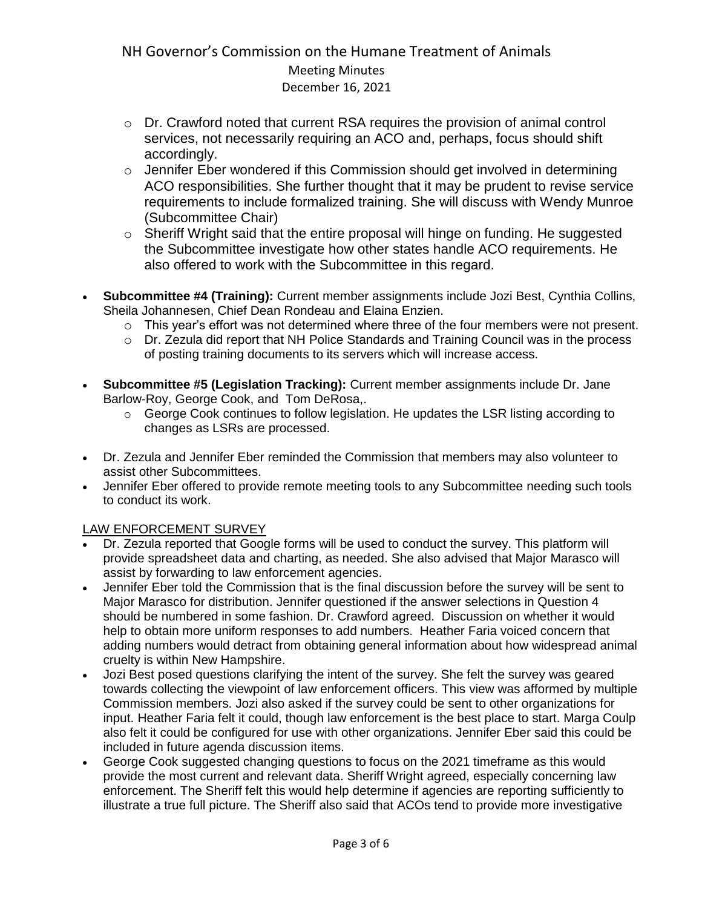- Dr. Crawford noted that current RSA requires the provision of animal control services, not necessarily requiring an ACO and, perhaps, focus should shift accordingly.
    - Jennifer Eber wondered if this Commission should get involved in determining ACO responsibilities. She further thought that it may be prudent to revise service requirements to include formalized training. She will discuss with Wendy Munroe (Subcommittee Chair)
    - Sheriff Wright said that the entire proposal will hinge on funding. He suggested the Subcommittee investigate how other states handle ACO requirements. He also offered to work with the Subcommittee in this regard.

- **Subcommittee #4 (Training):** Current member assignments include Jozi Best, Cynthia Collins, Sheila Johannesen, Chief Dean Rondeau and Elaina Enzien.
    - This year's effort was not determined where three of the four members were not present.
    - Dr. Zezula did report that NH Police Standards and Training Council was in the process of posting training documents to its servers which will increase access.

- **Subcommittee #5 (Legislation Tracking):** Current member assignments include Dr. Jane Barlow-Roy, George Cook, and Tom DeRosa,.
    - George Cook continues to follow legislation. He updates the LSR listing according to changes as LSRs are processed.

- Dr. Zezula and Jennifer Eber reminded the Commission that members may also volunteer to assist other Subcommittees.
- Jennifer Eber offered to provide remote meeting tools to any Subcommittee needing such tools to conduct its work.

<u>LAW ENFORCEMENT SURVEY</u>

- Dr. Zezula reported that Google forms will be used to conduct the survey. This platform will provide spreadsheet data and charting, as needed. She also advised that Major Marasco will assist by forwarding to law enforcement agencies.
- Jennifer Eber told the Commission that is the final discussion before the survey will be sent to Major Marasco for distribution. Jennifer questioned if the answer selections in Question 4 should be numbered in some fashion. Dr. Crawford agreed. Discussion on whether it would help to obtain more uniform responses to add numbers. Heather Faria voiced concern that adding numbers would detract from obtaining general information about how widespread animal cruelty is within New Hampshire.
- Jozi Best posed questions clarifying the intent of the survey. She felt the survey was geared towards collecting the viewpoint of law enforcement officers. This view was afformed by multiple Commission members. Jozi also asked if the survey could be sent to other organizations for input. Heather Faria felt it could, though law enforcement is the best place to start. Marga Coulp also felt it could be configured for use with other organizations. Jennifer Eber said this could be included in future agenda discussion items.
- George Cook suggested changing questions to focus on the 2021 timeframe as this would provide the most current and relevant data. Sheriff Wright agreed, especially concerning law enforcement. The Sheriff felt this would help determine if agencies are reporting sufficiently to illustrate a true full picture. The Sheriff also said that ACOs tend to provide more investigative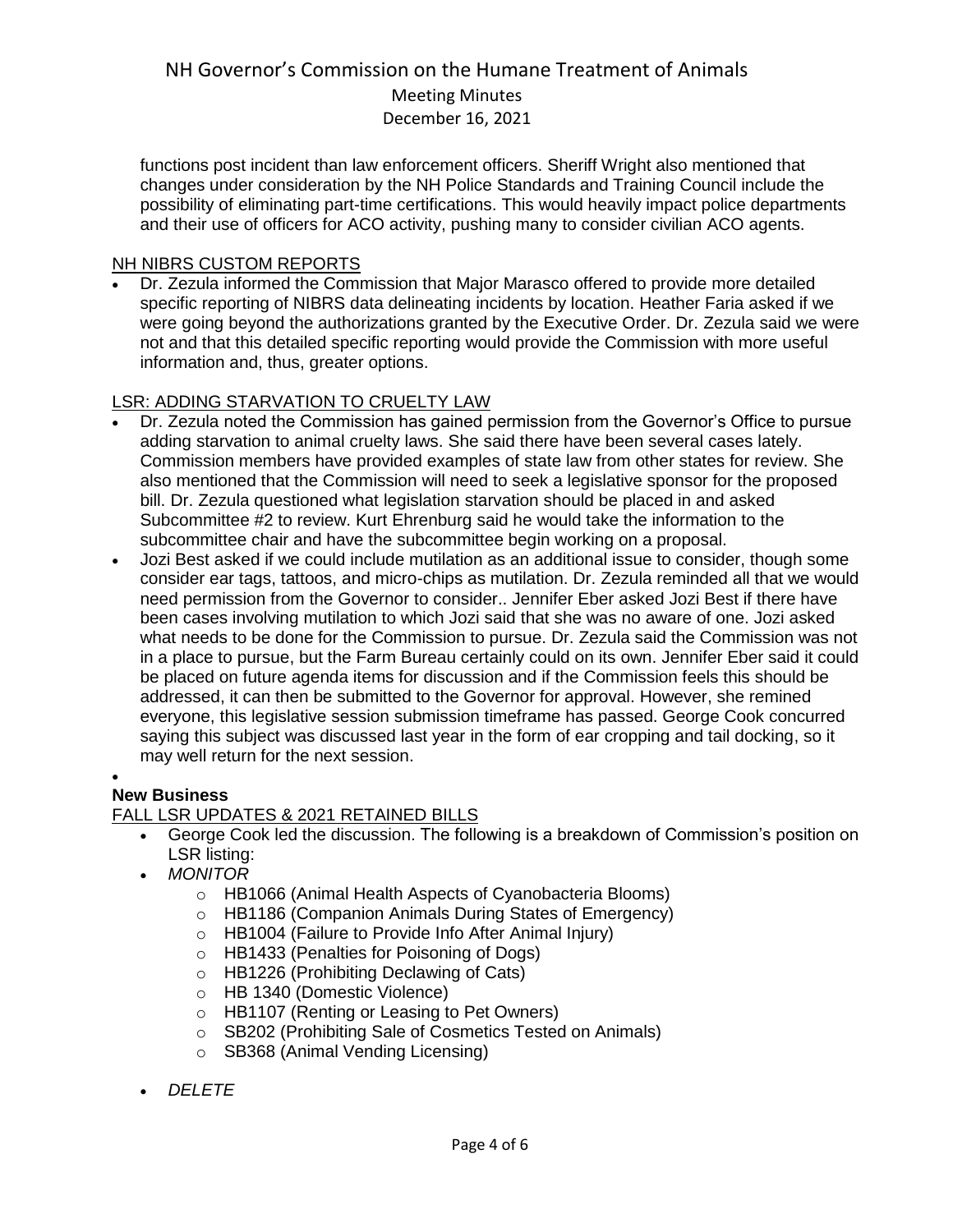functions post incident than law enforcement officers. Sheriff Wright also mentioned that changes under consideration by the NH Police Standards and Training Council include the possibility of eliminating part-time certifications. This would heavily impact police departments and their use of officers for ACO activity, pushing many to consider civilian ACO agents.

NH NIBRS CUSTOM REPORTS

- Dr. Zezula informed the Commission that Major Marasco offered to provide more detailed specific reporting of NIBRS data delineating incidents by location. Heather Faria asked if we were going beyond the authorizations granted by the Executive Order. Dr. Zezula said we were not and that this detailed specific reporting would provide the Commission with more useful information and, thus, greater options.

LSR: ADDING STARVATION TO CRUELTY LAW

- Dr. Zezula noted the Commission has gained permission from the Governor's Office to pursue adding starvation to animal cruelty laws. She said there have been several cases lately. Commission members have provided examples of state law from other states for review. She also mentioned that the Commission will need to seek a legislative sponsor for the proposed bill. Dr. Zezula questioned what legislation starvation should be placed in and asked Subcommittee #2 to review. Kurt Ehrenburg said he would take the information to the subcommittee chair and have the subcommittee begin working on a proposal.
- Jozi Best asked if we could include mutilation as an additional issue to consider, though some consider ear tags, tattoos, and micro-chips as mutilation. Dr. Zezula reminded all that we would need permission from the Governor to consider.. Jennifer Eber asked Jozi Best if there have been cases involving mutilation to which Jozi said that she was no aware of one. Jozi asked what needs to be done for the Commission to pursue. Dr. Zezula said the Commission was not in a place to pursue, but the Farm Bureau certainly could on its own. Jennifer Eber said it could be placed on future agenda items for discussion and if the Commission feels this should be addressed, it can then be submitted to the Governor for approval. However, she remined everyone, this legislative session submission timeframe has passed. George Cook concurred saying this subject was discussed last year in the form of ear cropping and tail docking, so it may well return for the next session.

**New Business**

FALL LSR UPDATES & 2021 RETAINED BILLS

- George Cook led the discussion. The following is a breakdown of Commission's position on LSR listing:
- *MONITOR*
  - HB1066 (Animal Health Aspects of Cyanobacteria Blooms)
  - HB1186 (Companion Animals During States of Emergency)
  - HB1004 (Failure to Provide Info After Animal Injury)
  - HB1433 (Penalties for Poisoning of Dogs)
  - HB1226 (Prohibiting Declawing of Cats)
  - HB 1340 (Domestic Violence)
  - HB1107 (Renting or Leasing to Pet Owners)
  - SB202 (Prohibiting Sale of Cosmetics Tested on Animals)
  - SB368 (Animal Vending Licensing)
- *DELETE*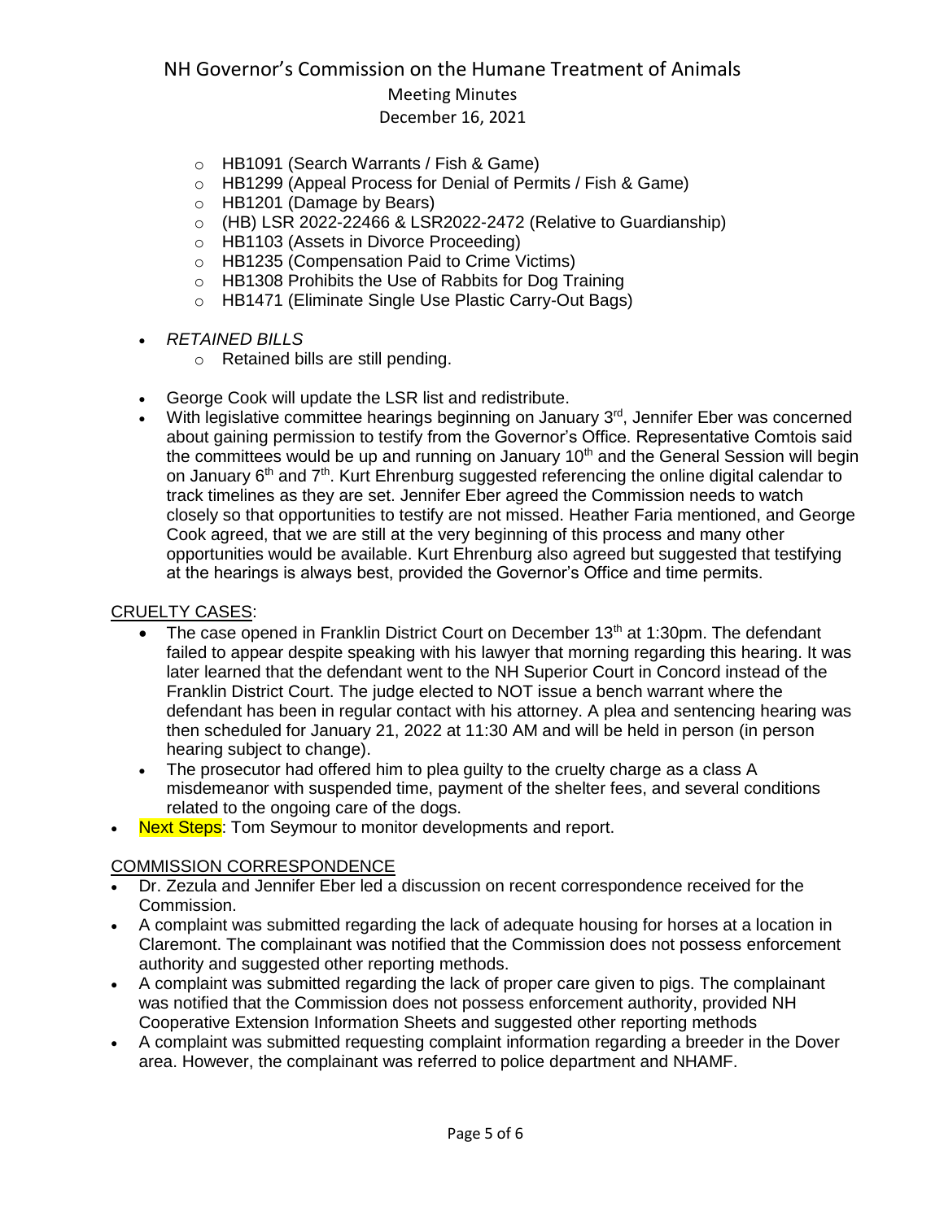- HB1091 (Search Warrants / Fish & Game)
  - HB1299 (Appeal Process for Denial of Permits / Fish & Game)
  - HB1201 (Damage by Bears)
  - (HB) LSR 2022-22466 & LSR2022-2472 (Relative to Guardianship)
  - HB1103 (Assets in Divorce Proceeding)
  - HB1235 (Compensation Paid to Crime Victims)
  - HB1308 Prohibits the Use of Rabbits for Dog Training
  - HB1471 (Eliminate Single Use Plastic Carry-Out Bags)

- *RETAINED BILLS*
  - Retained bills are still pending.

- George Cook will update the LSR list and redistribute.
- With legislative committee hearings beginning on January 3rd, Jennifer Eber was concerned about gaining permission to testify from the Governor's Office. Representative Comtois said the committees would be up and running on January 10th and the General Session will begin on January 6th and 7th. Kurt Ehrenburg suggested referencing the online digital calendar to track timelines as they are set. Jennifer Eber agreed the Commission needs to watch closely so that opportunities to testify are not missed. Heather Faria mentioned, and George Cook agreed, that we are still at the very beginning of this process and many other opportunities would be available. Kurt Ehrenburg also agreed but suggested that testifying at the hearings is always best, provided the Governor's Office and time permits.

<u>CRUELTY CASES</u>:

- The case opened in Franklin District Court on December 13th at 1:30pm. The defendant failed to appear despite speaking with his lawyer that morning regarding this hearing. It was later learned that the defendant went to the NH Superior Court in Concord instead of the Franklin District Court. The judge elected to NOT issue a bench warrant where the defendant has been in regular contact with his attorney. A plea and sentencing hearing was then scheduled for January 21, 2022 at 11:30 AM and will be held in person (in person hearing subject to change).
- The prosecutor had offered him to plea guilty to the cruelty charge as a class A misdemeanor with suspended time, payment of the shelter fees, and several conditions related to the ongoing care of the dogs.
- Next Steps: Tom Seymour to monitor developments and report.

<u>COMMISSION CORRESPONDENCE</u>

- Dr. Zezula and Jennifer Eber led a discussion on recent correspondence received for the Commission.
- A complaint was submitted regarding the lack of adequate housing for horses at a location in Claremont. The complainant was notified that the Commission does not possess enforcement authority and suggested other reporting methods.
- A complaint was submitted regarding the lack of proper care given to pigs. The complainant was notified that the Commission does not possess enforcement authority, provided NH Cooperative Extension Information Sheets and suggested other reporting methods
- A complaint was submitted requesting complaint information regarding a breeder in the Dover area. However, the complainant was referred to police department and NHAMF.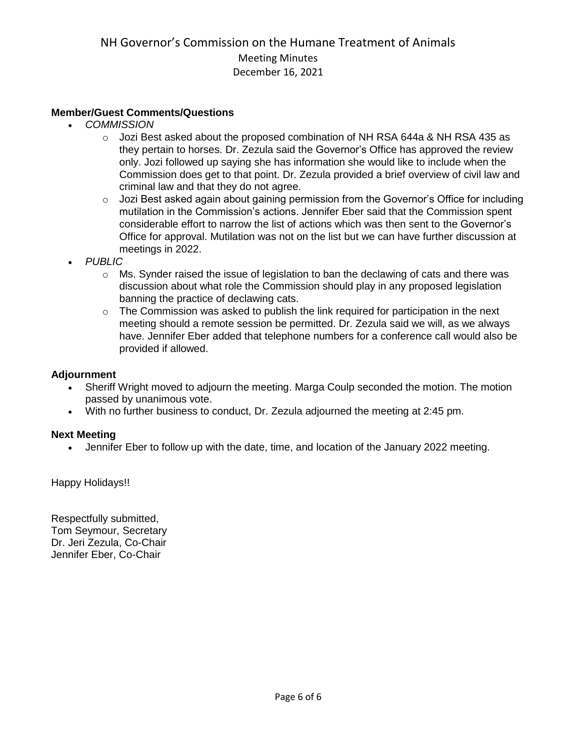**Member/Guest Comments/Questions**

- *COMMISSION*
  - Jozi Best asked about the proposed combination of NH RSA 644a & NH RSA 435 as they pertain to horses. Dr. Zezula said the Governor's Office has approved the review only. Jozi followed up saying she has information she would like to include when the Commission does get to that point. Dr. Zezula provided a brief overview of civil law and criminal law and that they do not agree.
  - Jozi Best asked again about gaining permission from the Governor's Office for including mutilation in the Commission's actions. Jennifer Eber said that the Commission spent considerable effort to narrow the list of actions which was then sent to the Governor's Office for approval. Mutilation was not on the list but we can have further discussion at meetings in 2022.
- *PUBLIC*
  - Ms. Synder raised the issue of legislation to ban the declawing of cats and there was discussion about what role the Commission should play in any proposed legislation banning the practice of declawing cats.
  - The Commission was asked to publish the link required for participation in the next meeting should a remote session be permitted. Dr. Zezula said we will, as we always have. Jennifer Eber added that telephone numbers for a conference call would also be provided if allowed.

**Adjournment**

- Sheriff Wright moved to adjourn the meeting. Marga Coulp seconded the motion. The motion passed by unanimous vote.
- With no further business to conduct, Dr. Zezula adjourned the meeting at 2:45 pm.

**Next Meeting**

- Jennifer Eber to follow up with the date, time, and location of the January 2022 meeting.

Happy Holidays!!

Respectfully submitted,
Tom Seymour, Secretary
Dr. Jeri Zezula, Co-Chair
Jennifer Eber, Co-Chair